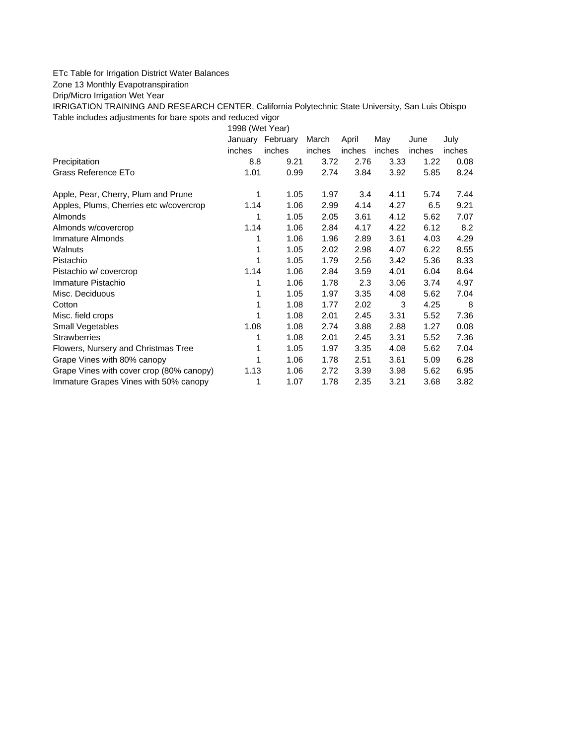ETc Table for Irrigation District Water Balances

Zone 13 Monthly Evapotranspiration

Drip/Micro Irrigation Wet Year

IRRIGATION TRAINING AND RESEARCH CENTER, California Polytechnic State University, San Luis Obispo

Table includes adjustments for bare spots and reduced vigor

| | 1998 (Wet Year) | | | | | | |
|---|---|---|---|---|---|---|---|
| | January | February | March | April | May | June | July |
| | inches | inches | inches | inches | inches | inches | inches |
| Precipitation | 8.8 | 9.21 | 3.72 | 2.76 | 3.33 | 1.22 | 0.08 |
| Grass Reference ETo | 1.01 | 0.99 | 2.74 | 3.84 | 3.92 | 5.85 | 8.24 |
| | | | | | | | |
| Apple, Pear, Cherry, Plum and Prune | 1 | 1.05 | 1.97 | 3.4 | 4.11 | 5.74 | 7.44 |
| Apples, Plums, Cherries etc w/covercrop | 1.14 | 1.06 | 2.99 | 4.14 | 4.27 | 6.5 | 9.21 |
| Almonds | 1 | 1.05 | 2.05 | 3.61 | 4.12 | 5.62 | 7.07 |
| Almonds w/covercrop | 1.14 | 1.06 | 2.84 | 4.17 | 4.22 | 6.12 | 8.2 |
| Immature Almonds | 1 | 1.06 | 1.96 | 2.89 | 3.61 | 4.03 | 4.29 |
| Walnuts | 1 | 1.05 | 2.02 | 2.98 | 4.07 | 6.22 | 8.55 |
| Pistachio | 1 | 1.05 | 1.79 | 2.56 | 3.42 | 5.36 | 8.33 |
| Pistachio w/ covercrop | 1.14 | 1.06 | 2.84 | 3.59 | 4.01 | 6.04 | 8.64 |
| Immature Pistachio | 1 | 1.06 | 1.78 | 2.3 | 3.06 | 3.74 | 4.97 |
| Misc. Deciduous | 1 | 1.05 | 1.97 | 3.35 | 4.08 | 5.62 | 7.04 |
| Cotton | 1 | 1.08 | 1.77 | 2.02 | 3 | 4.25 | 8 |
| Misc. field crops | 1 | 1.08 | 2.01 | 2.45 | 3.31 | 5.52 | 7.36 |
| Small Vegetables | 1.08 | 1.08 | 2.74 | 3.88 | 2.88 | 1.27 | 0.08 |
| Strawberries | 1 | 1.08 | 2.01 | 2.45 | 3.31 | 5.52 | 7.36 |
| Flowers, Nursery and Christmas Tree | 1 | 1.05 | 1.97 | 3.35 | 4.08 | 5.62 | 7.04 |
| Grape Vines with 80% canopy | 1 | 1.06 | 1.78 | 2.51 | 3.61 | 5.09 | 6.28 |
| Grape Vines with cover crop (80% canopy) | 1.13 | 1.06 | 2.72 | 3.39 | 3.98 | 5.62 | 6.95 |
| Immature Grapes Vines with 50% canopy | 1 | 1.07 | 1.78 | 2.35 | 3.21 | 3.68 | 3.82 |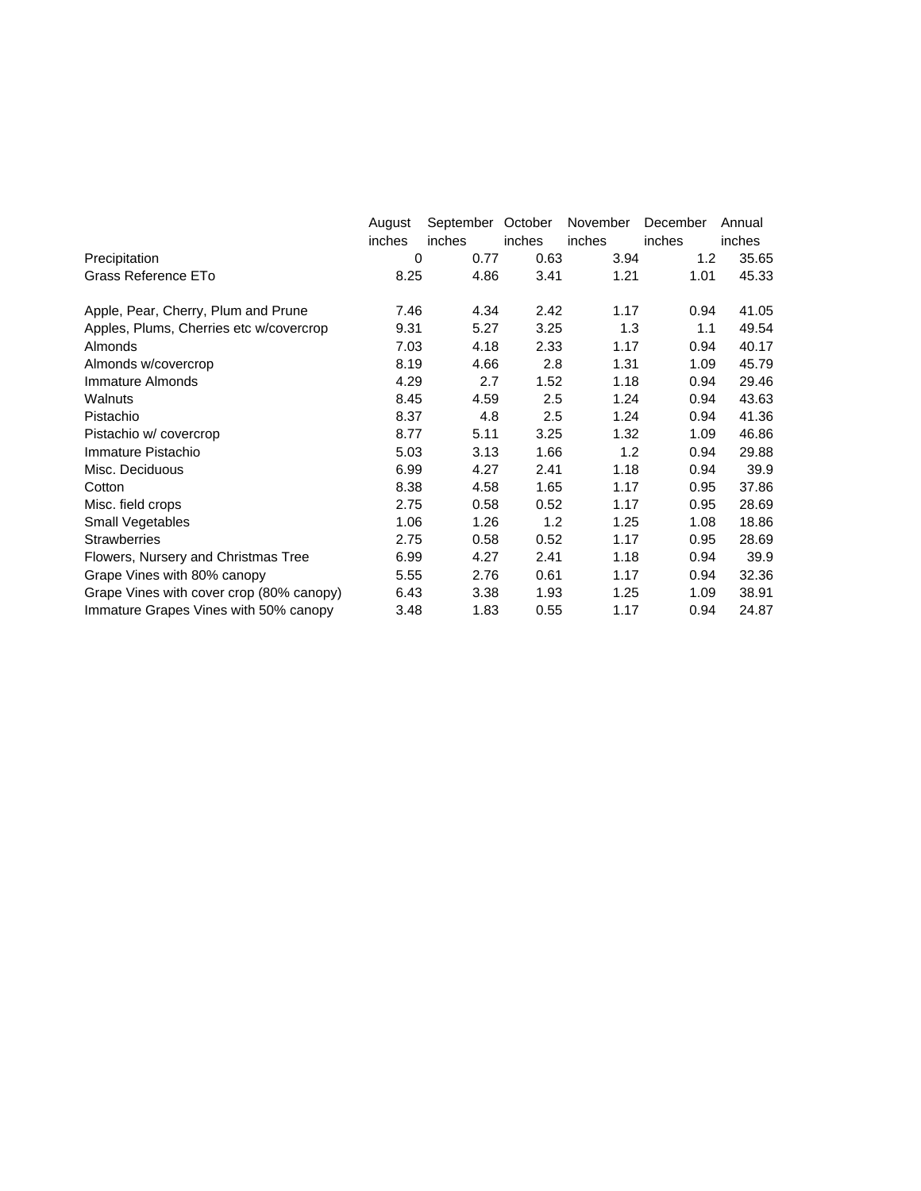| | August inches | September inches | October inches | November inches | December inches | Annual inches |
|---|---|---|---|---|---|---|
| Precipitation | 0 | 0.77 | 0.63 | 3.94 | 1.2 | 35.65 |
| Grass Reference ETo | 8.25 | 4.86 | 3.41 | 1.21 | 1.01 | 45.33 |
| | | | | | | |
| Apple, Pear, Cherry, Plum and Prune | 7.46 | 4.34 | 2.42 | 1.17 | 0.94 | 41.05 |
| Apples, Plums, Cherries etc w/covercrop | 9.31 | 5.27 | 3.25 | 1.3 | 1.1 | 49.54 |
| Almonds | 7.03 | 4.18 | 2.33 | 1.17 | 0.94 | 40.17 |
| Almonds w/covercrop | 8.19 | 4.66 | 2.8 | 1.31 | 1.09 | 45.79 |
| Immature Almonds | 4.29 | 2.7 | 1.52 | 1.18 | 0.94 | 29.46 |
| Walnuts | 8.45 | 4.59 | 2.5 | 1.24 | 0.94 | 43.63 |
| Pistachio | 8.37 | 4.8 | 2.5 | 1.24 | 0.94 | 41.36 |
| Pistachio w/ covercrop | 8.77 | 5.11 | 3.25 | 1.32 | 1.09 | 46.86 |
| Immature Pistachio | 5.03 | 3.13 | 1.66 | 1.2 | 0.94 | 29.88 |
| Misc. Deciduous | 6.99 | 4.27 | 2.41 | 1.18 | 0.94 | 39.9 |
| Cotton | 8.38 | 4.58 | 1.65 | 1.17 | 0.95 | 37.86 |
| Misc. field crops | 2.75 | 0.58 | 0.52 | 1.17 | 0.95 | 28.69 |
| Small Vegetables | 1.06 | 1.26 | 1.2 | 1.25 | 1.08 | 18.86 |
| Strawberries | 2.75 | 0.58 | 0.52 | 1.17 | 0.95 | 28.69 |
| Flowers, Nursery and Christmas Tree | 6.99 | 4.27 | 2.41 | 1.18 | 0.94 | 39.9 |
| Grape Vines with 80% canopy | 5.55 | 2.76 | 0.61 | 1.17 | 0.94 | 32.36 |
| Grape Vines with cover crop (80% canopy) | 6.43 | 3.38 | 1.93 | 1.25 | 1.09 | 38.91 |
| Immature Grapes Vines with 50% canopy | 3.48 | 1.83 | 0.55 | 1.17 | 0.94 | 24.87 |